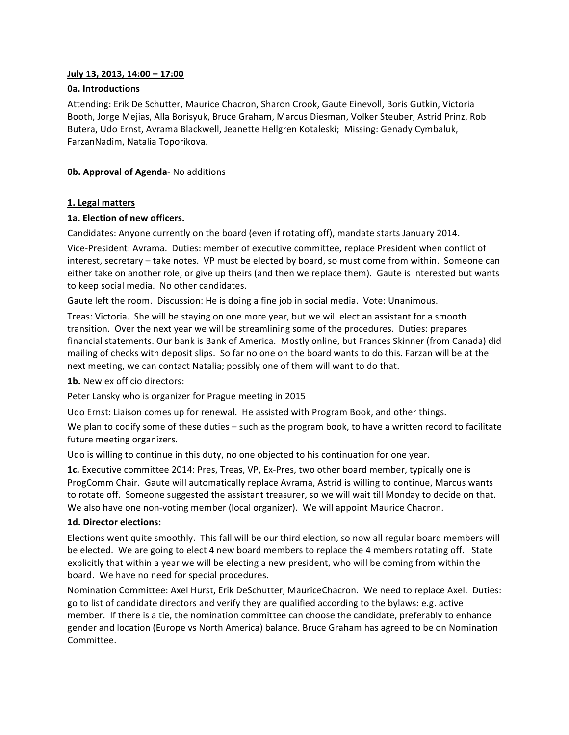**July 13, 2013, 14:00 – 17:00**

**0a. Introductions**

Attending: Erik De Schutter, Maurice Chacron, Sharon Crook, Gaute Einevoll, Boris Gutkin, Victoria Booth, Jorge Mejias, Alla Borisyuk, Bruce Graham, Marcus Diesman, Volker Steuber, Astrid Prinz, Rob Butera, Udo Ernst, Avrama Blackwell, Jeanette Hellgren Kotaleski; Missing: Genady Cymbaluk, FarzanNadim, Natalia Toporikova.

**0b. Approval of Agenda**- No additions

**1. Legal matters**

**1a. Election of new officers.**

Candidates: Anyone currently on the board (even if rotating off), mandate starts January 2014.

Vice-President: Avrama. Duties: member of executive committee, replace President when conflict of interest, secretary – take notes. VP must be elected by board, so must come from within. Someone can either take on another role, or give up theirs (and then we replace them). Gaute is interested but wants to keep social media. No other candidates.

Gaute left the room. Discussion: He is doing a fine job in social media. Vote: Unanimous.

Treas: Victoria. She will be staying on one more year, but we will elect an assistant for a smooth transition. Over the next year we will be streamlining some of the procedures. Duties: prepares financial statements. Our bank is Bank of America. Mostly online, but Frances Skinner (from Canada) did mailing of checks with deposit slips. So far no one on the board wants to do this. Farzan will be at the next meeting, we can contact Natalia; possibly one of them will want to do that.

**1b.** New ex officio directors:

Peter Lansky who is organizer for Prague meeting in 2015

Udo Ernst: Liaison comes up for renewal. He assisted with Program Book, and other things.

We plan to codify some of these duties – such as the program book, to have a written record to facilitate future meeting organizers.

Udo is willing to continue in this duty, no one objected to his continuation for one year.

**1c.** Executive committee 2014: Pres, Treas, VP, Ex-Pres, two other board member, typically one is ProgComm Chair. Gaute will automatically replace Avrama, Astrid is willing to continue, Marcus wants to rotate off. Someone suggested the assistant treasurer, so we will wait till Monday to decide on that. We also have one non-voting member (local organizer). We will appoint Maurice Chacron.

**1d. Director elections:**

Elections went quite smoothly. This fall will be our third election, so now all regular board members will be elected. We are going to elect 4 new board members to replace the 4 members rotating off. State explicitly that within a year we will be electing a new president, who will be coming from within the board. We have no need for special procedures.

Nomination Committee: Axel Hurst, Erik DeSchutter, MauriceChacron. We need to replace Axel. Duties: go to list of candidate directors and verify they are qualified according to the bylaws: e.g. active member. If there is a tie, the nomination committee can choose the candidate, preferably to enhance gender and location (Europe vs North America) balance. Bruce Graham has agreed to be on Nomination Committee.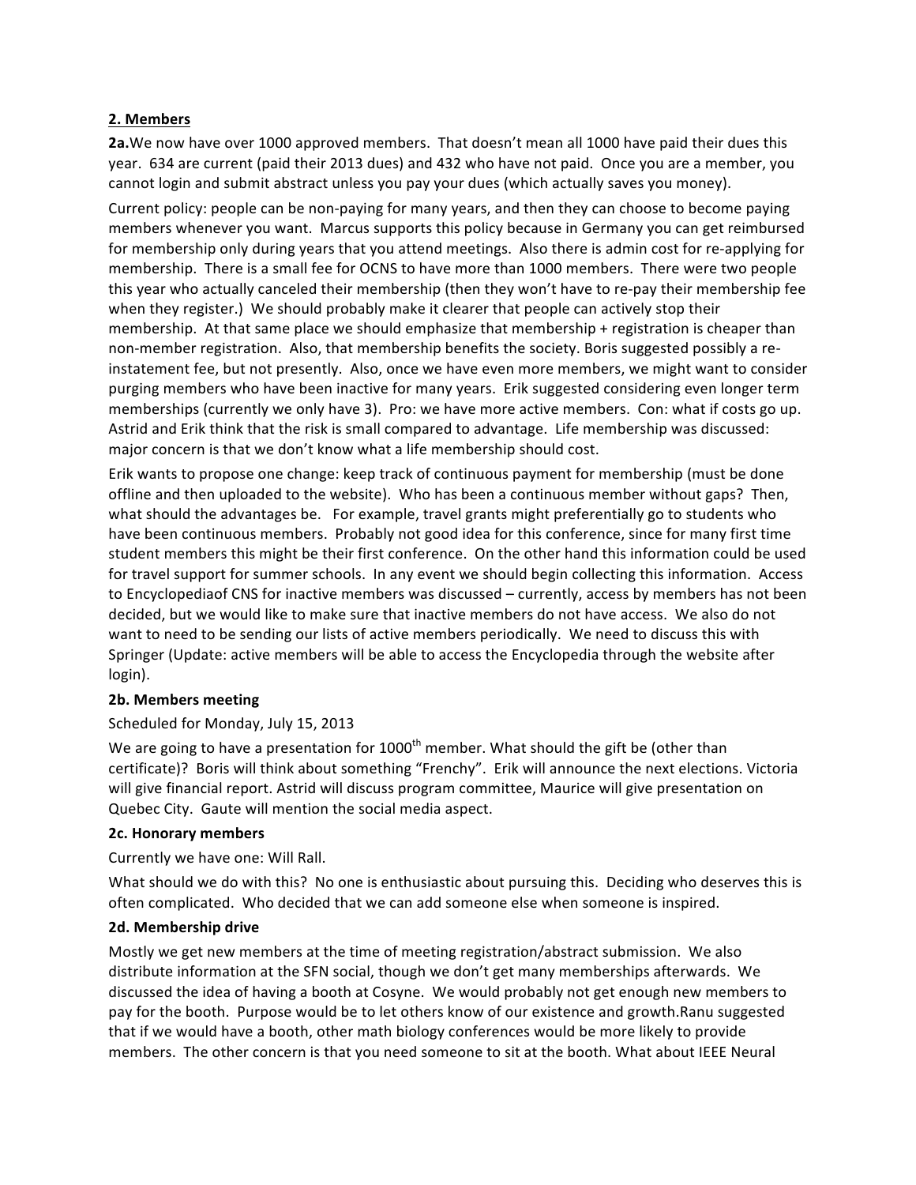## 2. Members

**2a.** We now have over 1000 approved members. That doesn't mean all 1000 have paid their dues this year. 634 are current (paid their 2013 dues) and 432 who have not paid. Once you are a member, you cannot login and submit abstract unless you pay your dues (which actually saves you money).

Current policy: people can be non-paying for many years, and then they can choose to become paying members whenever you want. Marcus supports this policy because in Germany you can get reimbursed for membership only during years that you attend meetings. Also there is admin cost for re-applying for membership. There is a small fee for OCNS to have more than 1000 members. There were two people this year who actually canceled their membership (then they won't have to re-pay their membership fee when they register.) We should probably make it clearer that people can actively stop their membership. At that same place we should emphasize that membership + registration is cheaper than non-member registration. Also, that membership benefits the society. Boris suggested possibly a re-instatement fee, but not presently. Also, once we have even more members, we might want to consider purging members who have been inactive for many years. Erik suggested considering even longer term memberships (currently we only have 3). Pro: we have more active members. Con: what if costs go up. Astrid and Erik think that the risk is small compared to advantage. Life membership was discussed: major concern is that we don't know what a life membership should cost.

Erik wants to propose one change: keep track of continuous payment for membership (must be done offline and then uploaded to the website). Who has been a continuous member without gaps? Then, what should the advantages be. For example, travel grants might preferentially go to students who have been continuous members. Probably not good idea for this conference, since for many first time student members this might be their first conference. On the other hand this information could be used for travel support for summer schools. In any event we should begin collecting this information. Access to Encyclopediaof CNS for inactive members was discussed – currently, access by members has not been decided, but we would like to make sure that inactive members do not have access. We also do not want to need to be sending our lists of active members periodically. We need to discuss this with Springer (Update: active members will be able to access the Encyclopedia through the website after login).

**2b. Members meeting**

Scheduled for Monday, July 15, 2013

We are going to have a presentation for 1000th member. What should the gift be (other than certificate)? Boris will think about something "Frenchy". Erik will announce the next elections. Victoria will give financial report. Astrid will discuss program committee, Maurice will give presentation on Quebec City. Gaute will mention the social media aspect.

**2c. Honorary members**

Currently we have one: Will Rall.

What should we do with this? No one is enthusiastic about pursuing this. Deciding who deserves this is often complicated. Who decided that we can add someone else when someone is inspired.

**2d. Membership drive**

Mostly we get new members at the time of meeting registration/abstract submission. We also distribute information at the SFN social, though we don't get many memberships afterwards. We discussed the idea of having a booth at Cosyne. We would probably not get enough new members to pay for the booth. Purpose would be to let others know of our existence and growth.Ranu suggested that if we would have a booth, other math biology conferences would be more likely to provide members. The other concern is that you need someone to sit at the booth. What about IEEE Neural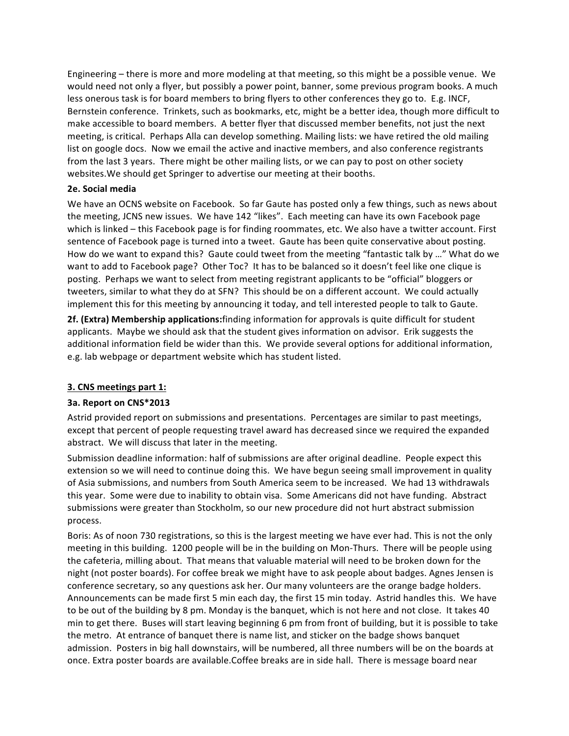Engineering – there is more and more modeling at that meeting, so this might be a possible venue. We would need not only a flyer, but possibly a power point, banner, some previous program books. A much less onerous task is for board members to bring flyers to other conferences they go to. E.g. INCF, Bernstein conference. Trinkets, such as bookmarks, etc, might be a better idea, though more difficult to make accessible to board members. A better flyer that discussed member benefits, not just the next meeting, is critical. Perhaps Alla can develop something. Mailing lists: we have retired the old mailing list on google docs. Now we email the active and inactive members, and also conference registrants from the last 3 years. There might be other mailing lists, or we can pay to post on other society websites.We should get Springer to advertise our meeting at their booths.

**2e. Social media**

We have an OCNS website on Facebook. So far Gaute has posted only a few things, such as news about the meeting, JCNS new issues. We have 142 "likes". Each meeting can have its own Facebook page which is linked – this Facebook page is for finding roommates, etc. We also have a twitter account. First sentence of Facebook page is turned into a tweet. Gaute has been quite conservative about posting. How do we want to expand this? Gaute could tweet from the meeting "fantastic talk by …" What do we want to add to Facebook page? Other Toc? It has to be balanced so it doesn't feel like one clique is posting. Perhaps we want to select from meeting registrant applicants to be "official" bloggers or tweeters, similar to what they do at SFN? This should be on a different account. We could actually implement this for this meeting by announcing it today, and tell interested people to talk to Gaute.

**2f. (Extra) Membership applications:**finding information for approvals is quite difficult for student applicants. Maybe we should ask that the student gives information on advisor. Erik suggests the additional information field be wider than this. We provide several options for additional information, e.g. lab webpage or department website which has student listed.

## 3. CNS meetings part 1:

**3a. Report on CNS*2013**

Astrid provided report on submissions and presentations. Percentages are similar to past meetings, except that percent of people requesting travel award has decreased since we required the expanded abstract. We will discuss that later in the meeting.

Submission deadline information: half of submissions are after original deadline. People expect this extension so we will need to continue doing this. We have begun seeing small improvement in quality of Asia submissions, and numbers from South America seem to be increased. We had 13 withdrawals this year. Some were due to inability to obtain visa. Some Americans did not have funding. Abstract submissions were greater than Stockholm, so our new procedure did not hurt abstract submission process.

Boris: As of noon 730 registrations, so this is the largest meeting we have ever had. This is not the only meeting in this building. 1200 people will be in the building on Mon-Thurs. There will be people using the cafeteria, milling about. That means that valuable material will need to be broken down for the night (not poster boards). For coffee break we might have to ask people about badges. Agnes Jensen is conference secretary, so any questions ask her. Our many volunteers are the orange badge holders. Announcements can be made first 5 min each day, the first 15 min today. Astrid handles this. We have to be out of the building by 8 pm. Monday is the banquet, which is not here and not close. It takes 40 min to get there. Buses will start leaving beginning 6 pm from front of building, but it is possible to take the metro. At entrance of banquet there is name list, and sticker on the badge shows banquet admission. Posters in big hall downstairs, will be numbered, all three numbers will be on the boards at once. Extra poster boards are available.Coffee breaks are in side hall. There is message board near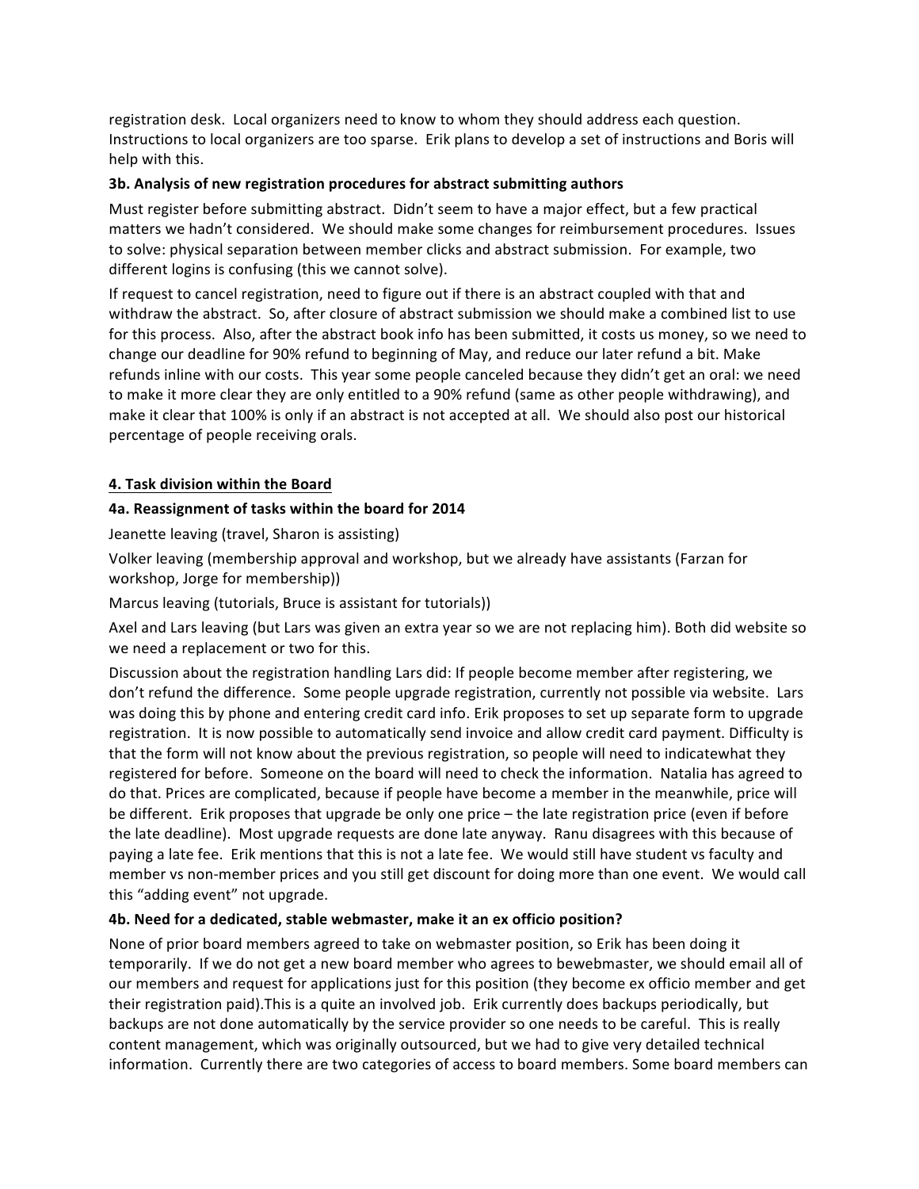registration desk. Local organizers need to know to whom they should address each question. Instructions to local organizers are too sparse. Erik plans to develop a set of instructions and Boris will help with this.

**3b. Analysis of new registration procedures for abstract submitting authors**

Must register before submitting abstract. Didn't seem to have a major effect, but a few practical matters we hadn't considered. We should make some changes for reimbursement procedures. Issues to solve: physical separation between member clicks and abstract submission. For example, two different logins is confusing (this we cannot solve).

If request to cancel registration, need to figure out if there is an abstract coupled with that and withdraw the abstract. So, after closure of abstract submission we should make a combined list to use for this process. Also, after the abstract book info has been submitted, it costs us money, so we need to change our deadline for 90% refund to beginning of May, and reduce our later refund a bit. Make refunds inline with our costs. This year some people canceled because they didn't get an oral: we need to make it more clear they are only entitled to a 90% refund (same as other people withdrawing), and make it clear that 100% is only if an abstract is not accepted at all. We should also post our historical percentage of people receiving orals.

## 4. Task division within the Board

**4a. Reassignment of tasks within the board for 2014**

Jeanette leaving (travel, Sharon is assisting)

Volker leaving (membership approval and workshop, but we already have assistants (Farzan for workshop, Jorge for membership))

Marcus leaving (tutorials, Bruce is assistant for tutorials))

Axel and Lars leaving (but Lars was given an extra year so we are not replacing him). Both did website so we need a replacement or two for this.

Discussion about the registration handling Lars did: If people become member after registering, we don't refund the difference. Some people upgrade registration, currently not possible via website. Lars was doing this by phone and entering credit card info. Erik proposes to set up separate form to upgrade registration. It is now possible to automatically send invoice and allow credit card payment. Difficulty is that the form will not know about the previous registration, so people will need to indicatewhat they registered for before. Someone on the board will need to check the information. Natalia has agreed to do that. Prices are complicated, because if people have become a member in the meanwhile, price will be different. Erik proposes that upgrade be only one price – the late registration price (even if before the late deadline). Most upgrade requests are done late anyway. Ranu disagrees with this because of paying a late fee. Erik mentions that this is not a late fee. We would still have student vs faculty and member vs non-member prices and you still get discount for doing more than one event. We would call this "adding event" not upgrade.

**4b. Need for a dedicated, stable webmaster, make it an ex officio position?**

None of prior board members agreed to take on webmaster position, so Erik has been doing it temporarily. If we do not get a new board member who agrees to bewebmaster, we should email all of our members and request for applications just for this position (they become ex officio member and get their registration paid).This is a quite an involved job. Erik currently does backups periodically, but backups are not done automatically by the service provider so one needs to be careful. This is really content management, which was originally outsourced, but we had to give very detailed technical information. Currently there are two categories of access to board members. Some board members can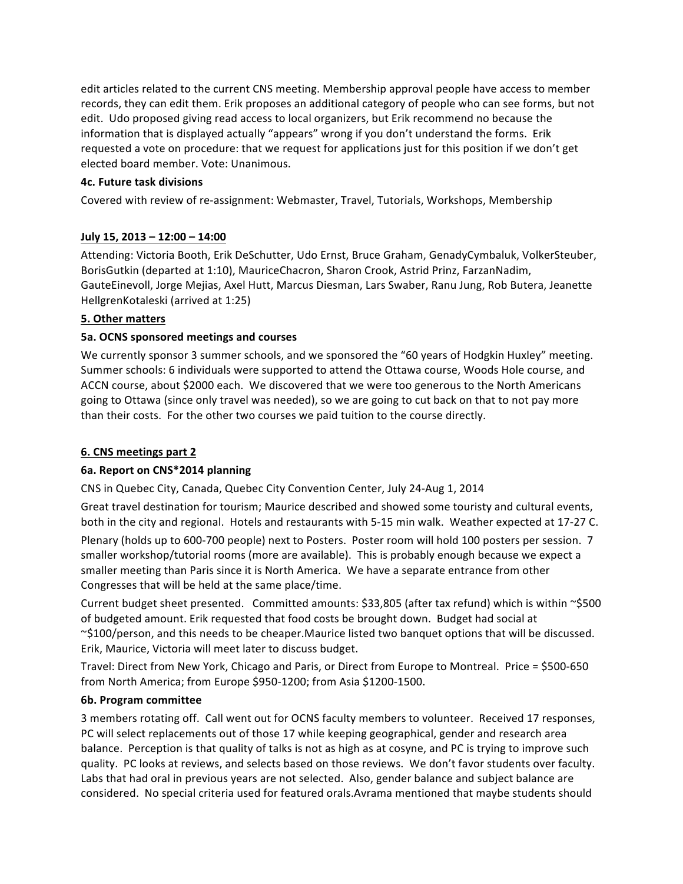edit articles related to the current CNS meeting. Membership approval people have access to member records, they can edit them. Erik proposes an additional category of people who can see forms, but not edit. Udo proposed giving read access to local organizers, but Erik recommend no because the information that is displayed actually "appears" wrong if you don't understand the forms. Erik requested a vote on procedure: that we request for applications just for this position if we don't get elected board member. Vote: Unanimous.

**4c. Future task divisions**

Covered with review of re-assignment: Webmaster, Travel, Tutorials, Workshops, Membership

**July 15, 2013 – 12:00 – 14:00**

Attending: Victoria Booth, Erik DeSchutter, Udo Ernst, Bruce Graham, GenadyCymbaluk, VolkerSteuber, BorisGutkin (departed at 1:10), MauriceChacron, Sharon Crook, Astrid Prinz, FarzanNadim, GauteEinevoll, Jorge Mejias, Axel Hutt, Marcus Diesman, Lars Swaber, Ranu Jung, Rob Butera, Jeanette HellgrenKotaleski (arrived at 1:25)

**5. Other matters**

**5a. OCNS sponsored meetings and courses**

We currently sponsor 3 summer schools, and we sponsored the "60 years of Hodgkin Huxley" meeting. Summer schools: 6 individuals were supported to attend the Ottawa course, Woods Hole course, and ACCN course, about $2000 each. We discovered that we were too generous to the North Americans going to Ottawa (since only travel was needed), so we are going to cut back on that to not pay more than their costs. For the other two courses we paid tuition to the course directly.

**6. CNS meetings part 2**

**6a. Report on CNS*2014 planning**

CNS in Quebec City, Canada, Quebec City Convention Center, July 24-Aug 1, 2014

Great travel destination for tourism; Maurice described and showed some touristy and cultural events, both in the city and regional. Hotels and restaurants with 5-15 min walk. Weather expected at 17-27 C.

Plenary (holds up to 600-700 people) next to Posters. Poster room will hold 100 posters per session. 7 smaller workshop/tutorial rooms (more are available). This is probably enough because we expect a smaller meeting than Paris since it is North America. We have a separate entrance from other Congresses that will be held at the same place/time.

Current budget sheet presented. Committed amounts: $33,805 (after tax refund) which is within ~$500 of budgeted amount. Erik requested that food costs be brought down. Budget had social at ~$100/person, and this needs to be cheaper.Maurice listed two banquet options that will be discussed. Erik, Maurice, Victoria will meet later to discuss budget.

Travel: Direct from New York, Chicago and Paris, or Direct from Europe to Montreal. Price = $500-650 from North America; from Europe $950-1200; from Asia $1200-1500.

**6b. Program committee**

3 members rotating off. Call went out for OCNS faculty members to volunteer. Received 17 responses, PC will select replacements out of those 17 while keeping geographical, gender and research area balance. Perception is that quality of talks is not as high as at cosyne, and PC is trying to improve such quality. PC looks at reviews, and selects based on those reviews. We don't favor students over faculty. Labs that had oral in previous years are not selected. Also, gender balance and subject balance are considered. No special criteria used for featured orals.Avrama mentioned that maybe students should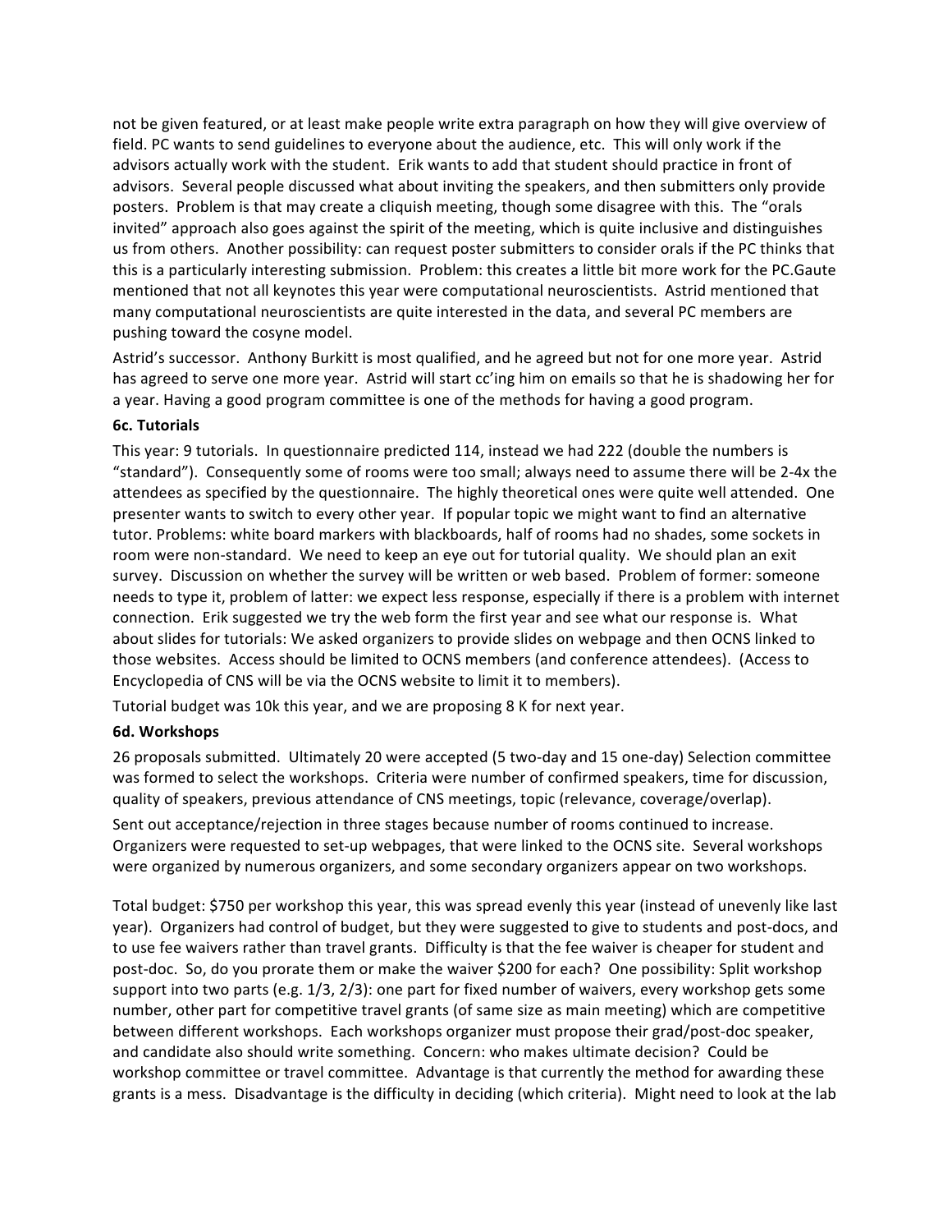not be given featured, or at least make people write extra paragraph on how they will give overview of field. PC wants to send guidelines to everyone about the audience, etc. This will only work if the advisors actually work with the student. Erik wants to add that student should practice in front of advisors. Several people discussed what about inviting the speakers, and then submitters only provide posters. Problem is that may create a cliquish meeting, though some disagree with this. The "orals invited" approach also goes against the spirit of the meeting, which is quite inclusive and distinguishes us from others. Another possibility: can request poster submitters to consider orals if the PC thinks that this is a particularly interesting submission. Problem: this creates a little bit more work for the PC.Gaute mentioned that not all keynotes this year were computational neuroscientists. Astrid mentioned that many computational neuroscientists are quite interested in the data, and several PC members are pushing toward the cosyne model.

Astrid's successor. Anthony Burkitt is most qualified, and he agreed but not for one more year. Astrid has agreed to serve one more year. Astrid will start cc'ing him on emails so that he is shadowing her for a year. Having a good program committee is one of the methods for having a good program.

**6c. Tutorials**

This year: 9 tutorials. In questionnaire predicted 114, instead we had 222 (double the numbers is "standard"). Consequently some of rooms were too small; always need to assume there will be 2-4x the attendees as specified by the questionnaire. The highly theoretical ones were quite well attended. One presenter wants to switch to every other year. If popular topic we might want to find an alternative tutor. Problems: white board markers with blackboards, half of rooms had no shades, some sockets in room were non-standard. We need to keep an eye out for tutorial quality. We should plan an exit survey. Discussion on whether the survey will be written or web based. Problem of former: someone needs to type it, problem of latter: we expect less response, especially if there is a problem with internet connection. Erik suggested we try the web form the first year and see what our response is. What about slides for tutorials: We asked organizers to provide slides on webpage and then OCNS linked to those websites. Access should be limited to OCNS members (and conference attendees). (Access to Encyclopedia of CNS will be via the OCNS website to limit it to members).

Tutorial budget was 10k this year, and we are proposing 8 K for next year.

**6d. Workshops**

26 proposals submitted. Ultimately 20 were accepted (5 two-day and 15 one-day) Selection committee was formed to select the workshops. Criteria were number of confirmed speakers, time for discussion, quality of speakers, previous attendance of CNS meetings, topic (relevance, coverage/overlap).

Sent out acceptance/rejection in three stages because number of rooms continued to increase. Organizers were requested to set-up webpages, that were linked to the OCNS site. Several workshops were organized by numerous organizers, and some secondary organizers appear on two workshops.

Total budget: $750 per workshop this year, this was spread evenly this year (instead of unevenly like last year). Organizers had control of budget, but they were suggested to give to students and post-docs, and to use fee waivers rather than travel grants. Difficulty is that the fee waiver is cheaper for student and post-doc. So, do you prorate them or make the waiver $200 for each? One possibility: Split workshop support into two parts (e.g. 1/3, 2/3): one part for fixed number of waivers, every workshop gets some number, other part for competitive travel grants (of same size as main meeting) which are competitive between different workshops. Each workshops organizer must propose their grad/post-doc speaker, and candidate also should write something. Concern: who makes ultimate decision? Could be workshop committee or travel committee. Advantage is that currently the method for awarding these grants is a mess. Disadvantage is the difficulty in deciding (which criteria). Might need to look at the lab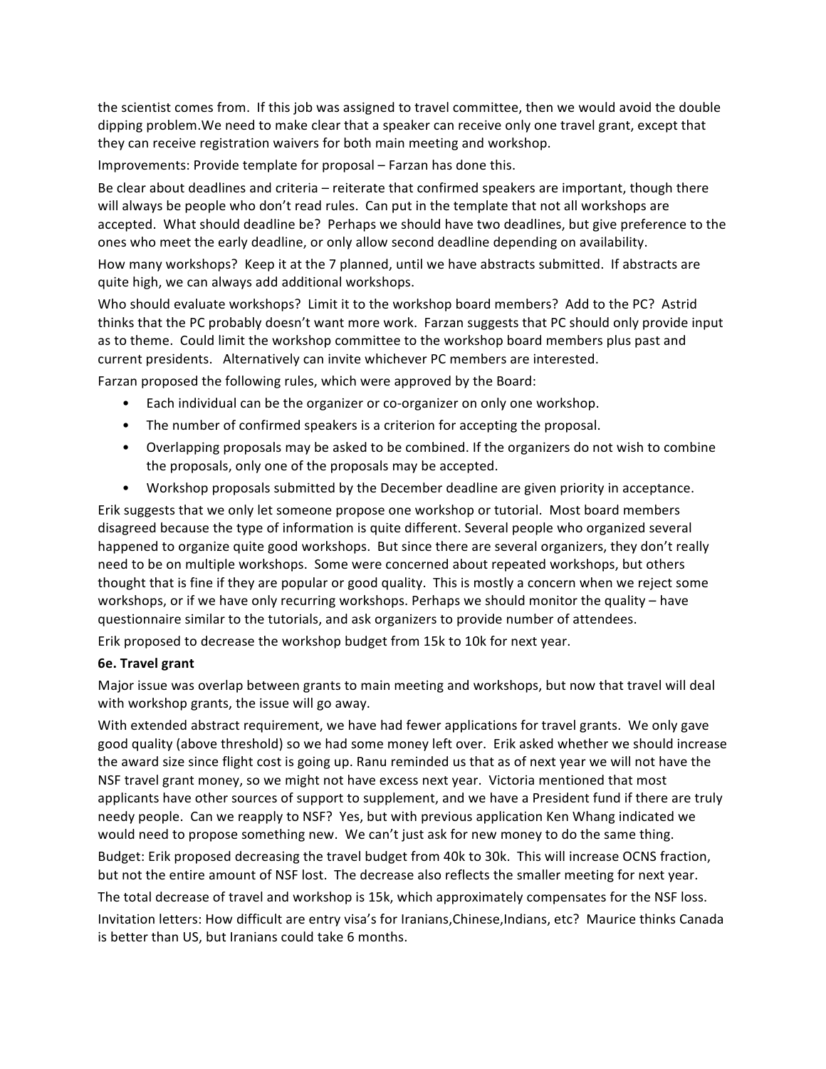the scientist comes from. If this job was assigned to travel committee, then we would avoid the double dipping problem.We need to make clear that a speaker can receive only one travel grant, except that they can receive registration waivers for both main meeting and workshop.

Improvements: Provide template for proposal – Farzan has done this.

Be clear about deadlines and criteria – reiterate that confirmed speakers are important, though there will always be people who don't read rules. Can put in the template that not all workshops are accepted. What should deadline be? Perhaps we should have two deadlines, but give preference to the ones who meet the early deadline, or only allow second deadline depending on availability.

How many workshops? Keep it at the 7 planned, until we have abstracts submitted. If abstracts are quite high, we can always add additional workshops.

Who should evaluate workshops? Limit it to the workshop board members? Add to the PC? Astrid thinks that the PC probably doesn't want more work. Farzan suggests that PC should only provide input as to theme. Could limit the workshop committee to the workshop board members plus past and current presidents. Alternatively can invite whichever PC members are interested.

Farzan proposed the following rules, which were approved by the Board:

- Each individual can be the organizer or co-organizer on only one workshop.
- The number of confirmed speakers is a criterion for accepting the proposal.
- Overlapping proposals may be asked to be combined. If the organizers do not wish to combine the proposals, only one of the proposals may be accepted.
- Workshop proposals submitted by the December deadline are given priority in acceptance.

Erik suggests that we only let someone propose one workshop or tutorial. Most board members disagreed because the type of information is quite different. Several people who organized several happened to organize quite good workshops. But since there are several organizers, they don't really need to be on multiple workshops. Some were concerned about repeated workshops, but others thought that is fine if they are popular or good quality. This is mostly a concern when we reject some workshops, or if we have only recurring workshops. Perhaps we should monitor the quality – have questionnaire similar to the tutorials, and ask organizers to provide number of attendees.

Erik proposed to decrease the workshop budget from 15k to 10k for next year.

**6e. Travel grant**

Major issue was overlap between grants to main meeting and workshops, but now that travel will deal with workshop grants, the issue will go away.

With extended abstract requirement, we have had fewer applications for travel grants. We only gave good quality (above threshold) so we had some money left over. Erik asked whether we should increase the award size since flight cost is going up. Ranu reminded us that as of next year we will not have the NSF travel grant money, so we might not have excess next year. Victoria mentioned that most applicants have other sources of support to supplement, and we have a President fund if there are truly needy people. Can we reapply to NSF? Yes, but with previous application Ken Whang indicated we would need to propose something new. We can't just ask for new money to do the same thing.

Budget: Erik proposed decreasing the travel budget from 40k to 30k. This will increase OCNS fraction, but not the entire amount of NSF lost. The decrease also reflects the smaller meeting for next year.

The total decrease of travel and workshop is 15k, which approximately compensates for the NSF loss.

Invitation letters: How difficult are entry visa's for Iranians,Chinese,Indians, etc? Maurice thinks Canada is better than US, but Iranians could take 6 months.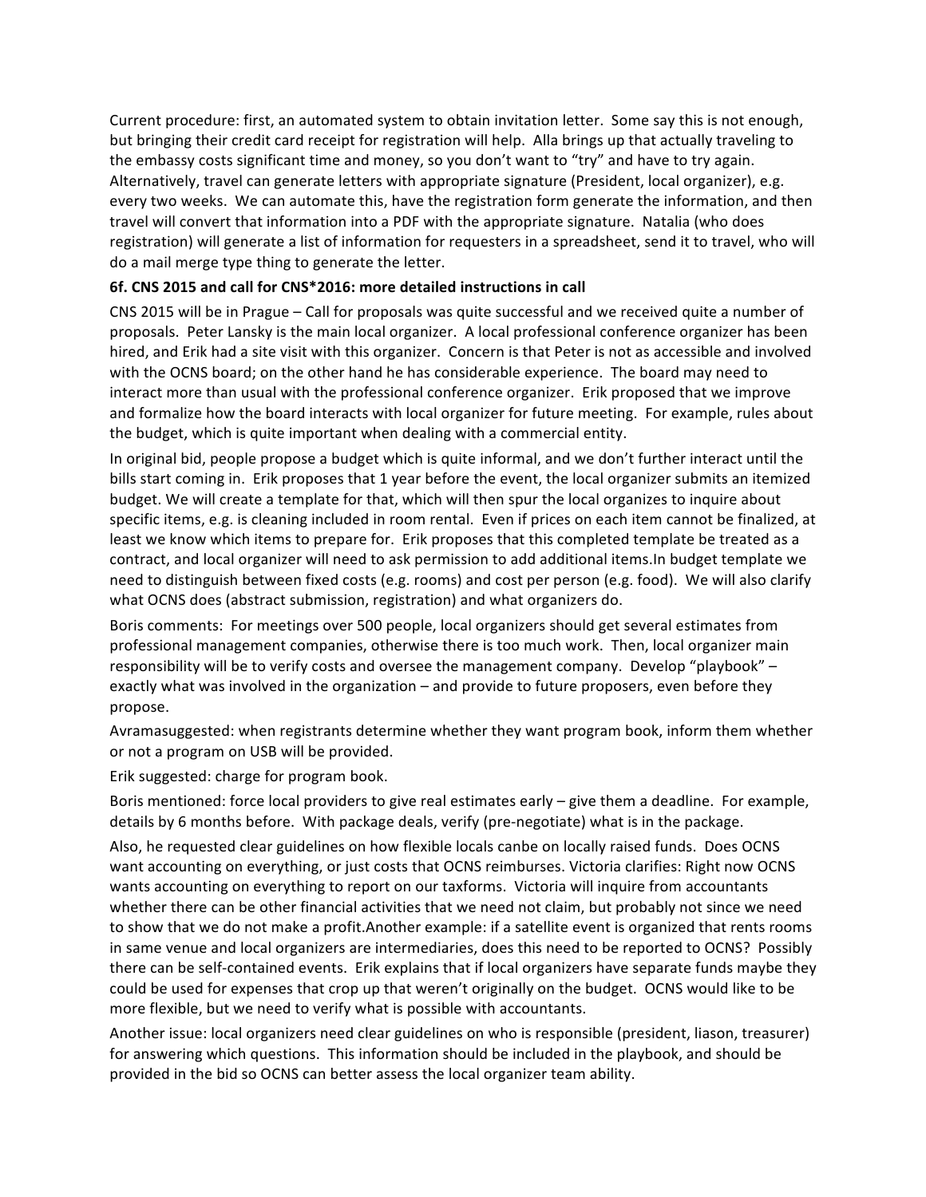Current procedure: first, an automated system to obtain invitation letter. Some say this is not enough, but bringing their credit card receipt for registration will help. Alla brings up that actually traveling to the embassy costs significant time and money, so you don't want to "try" and have to try again. Alternatively, travel can generate letters with appropriate signature (President, local organizer), e.g. every two weeks. We can automate this, have the registration form generate the information, and then travel will convert that information into a PDF with the appropriate signature. Natalia (who does registration) will generate a list of information for requesters in a spreadsheet, send it to travel, who will do a mail merge type thing to generate the letter.

**6f. CNS 2015 and call for CNS*2016: more detailed instructions in call**

CNS 2015 will be in Prague – Call for proposals was quite successful and we received quite a number of proposals. Peter Lansky is the main local organizer. A local professional conference organizer has been hired, and Erik had a site visit with this organizer. Concern is that Peter is not as accessible and involved with the OCNS board; on the other hand he has considerable experience. The board may need to interact more than usual with the professional conference organizer. Erik proposed that we improve and formalize how the board interacts with local organizer for future meeting. For example, rules about the budget, which is quite important when dealing with a commercial entity.

In original bid, people propose a budget which is quite informal, and we don't further interact until the bills start coming in. Erik proposes that 1 year before the event, the local organizer submits an itemized budget. We will create a template for that, which will then spur the local organizes to inquire about specific items, e.g. is cleaning included in room rental. Even if prices on each item cannot be finalized, at least we know which items to prepare for. Erik proposes that this completed template be treated as a contract, and local organizer will need to ask permission to add additional items.In budget template we need to distinguish between fixed costs (e.g. rooms) and cost per person (e.g. food). We will also clarify what OCNS does (abstract submission, registration) and what organizers do.

Boris comments: For meetings over 500 people, local organizers should get several estimates from professional management companies, otherwise there is too much work. Then, local organizer main responsibility will be to verify costs and oversee the management company. Develop "playbook" – exactly what was involved in the organization – and provide to future proposers, even before they propose.

Avramasuggested: when registrants determine whether they want program book, inform them whether or not a program on USB will be provided.

Erik suggested: charge for program book.

Boris mentioned: force local providers to give real estimates early – give them a deadline. For example, details by 6 months before. With package deals, verify (pre-negotiate) what is in the package.

Also, he requested clear guidelines on how flexible locals canbe on locally raised funds. Does OCNS want accounting on everything, or just costs that OCNS reimburses. Victoria clarifies: Right now OCNS wants accounting on everything to report on our taxforms. Victoria will inquire from accountants whether there can be other financial activities that we need not claim, but probably not since we need to show that we do not make a profit.Another example: if a satellite event is organized that rents rooms in same venue and local organizers are intermediaries, does this need to be reported to OCNS? Possibly there can be self-contained events. Erik explains that if local organizers have separate funds maybe they could be used for expenses that crop up that weren't originally on the budget. OCNS would like to be more flexible, but we need to verify what is possible with accountants.

Another issue: local organizers need clear guidelines on who is responsible (president, liason, treasurer) for answering which questions. This information should be included in the playbook, and should be provided in the bid so OCNS can better assess the local organizer team ability.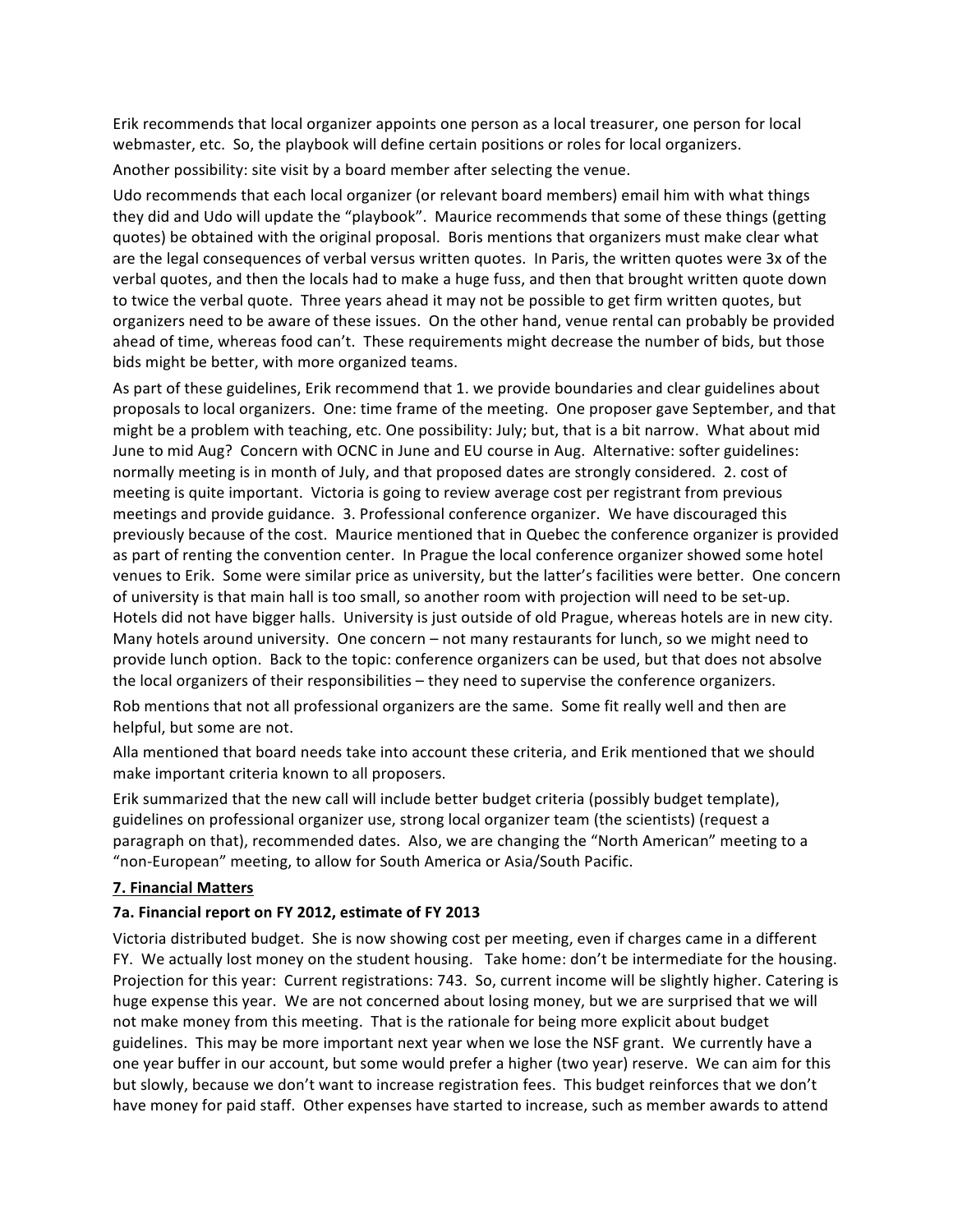Erik recommends that local organizer appoints one person as a local treasurer, one person for local webmaster, etc. So, the playbook will define certain positions or roles for local organizers.

Another possibility: site visit by a board member after selecting the venue.

Udo recommends that each local organizer (or relevant board members) email him with what things they did and Udo will update the "playbook". Maurice recommends that some of these things (getting quotes) be obtained with the original proposal. Boris mentions that organizers must make clear what are the legal consequences of verbal versus written quotes. In Paris, the written quotes were 3x of the verbal quotes, and then the locals had to make a huge fuss, and then that brought written quote down to twice the verbal quote. Three years ahead it may not be possible to get firm written quotes, but organizers need to be aware of these issues. On the other hand, venue rental can probably be provided ahead of time, whereas food can't. These requirements might decrease the number of bids, but those bids might be better, with more organized teams.

As part of these guidelines, Erik recommend that 1. we provide boundaries and clear guidelines about proposals to local organizers. One: time frame of the meeting. One proposer gave September, and that might be a problem with teaching, etc. One possibility: July; but, that is a bit narrow. What about mid June to mid Aug? Concern with OCNC in June and EU course in Aug. Alternative: softer guidelines: normally meeting is in month of July, and that proposed dates are strongly considered. 2. cost of meeting is quite important. Victoria is going to review average cost per registrant from previous meetings and provide guidance. 3. Professional conference organizer. We have discouraged this previously because of the cost. Maurice mentioned that in Quebec the conference organizer is provided as part of renting the convention center. In Prague the local conference organizer showed some hotel venues to Erik. Some were similar price as university, but the latter's facilities were better. One concern of university is that main hall is too small, so another room with projection will need to be set-up. Hotels did not have bigger halls. University is just outside of old Prague, whereas hotels are in new city. Many hotels around university. One concern – not many restaurants for lunch, so we might need to provide lunch option. Back to the topic: conference organizers can be used, but that does not absolve the local organizers of their responsibilities – they need to supervise the conference organizers.

Rob mentions that not all professional organizers are the same. Some fit really well and then are helpful, but some are not.

Alla mentioned that board needs take into account these criteria, and Erik mentioned that we should make important criteria known to all proposers.

Erik summarized that the new call will include better budget criteria (possibly budget template), guidelines on professional organizer use, strong local organizer team (the scientists) (request a paragraph on that), recommended dates. Also, we are changing the "North American" meeting to a "non-European" meeting, to allow for South America or Asia/South Pacific.

## 7. Financial Matters

### 7a. Financial report on FY 2012, estimate of FY 2013

Victoria distributed budget. She is now showing cost per meeting, even if charges came in a different FY. We actually lost money on the student housing. Take home: don't be intermediate for the housing. Projection for this year: Current registrations: 743. So, current income will be slightly higher. Catering is huge expense this year. We are not concerned about losing money, but we are surprised that we will not make money from this meeting. That is the rationale for being more explicit about budget guidelines. This may be more important next year when we lose the NSF grant. We currently have a one year buffer in our account, but some would prefer a higher (two year) reserve. We can aim for this but slowly, because we don't want to increase registration fees. This budget reinforces that we don't have money for paid staff. Other expenses have started to increase, such as member awards to attend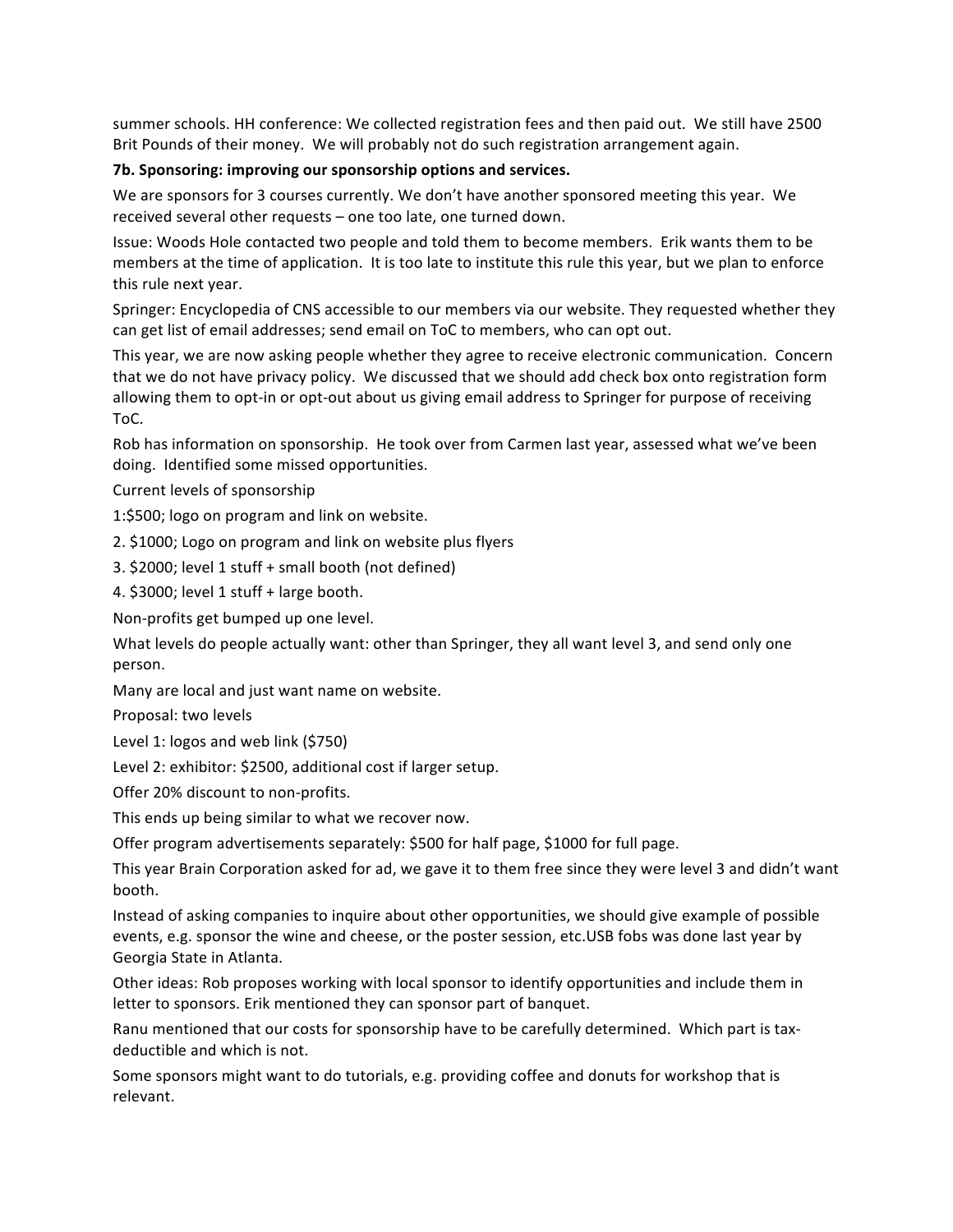summer schools. HH conference: We collected registration fees and then paid out. We still have 2500 Brit Pounds of their money. We will probably not do such registration arrangement again.

**7b. Sponsoring: improving our sponsorship options and services.**

We are sponsors for 3 courses currently. We don't have another sponsored meeting this year. We received several other requests – one too late, one turned down.

Issue: Woods Hole contacted two people and told them to become members. Erik wants them to be members at the time of application. It is too late to institute this rule this year, but we plan to enforce this rule next year.

Springer: Encyclopedia of CNS accessible to our members via our website. They requested whether they can get list of email addresses; send email on ToC to members, who can opt out.

This year, we are now asking people whether they agree to receive electronic communication. Concern that we do not have privacy policy. We discussed that we should add check box onto registration form allowing them to opt-in or opt-out about us giving email address to Springer for purpose of receiving ToC.

Rob has information on sponsorship. He took over from Carmen last year, assessed what we've been doing. Identified some missed opportunities.

Current levels of sponsorship

1:$500; logo on program and link on website.

2. $1000; Logo on program and link on website plus flyers

3. $2000; level 1 stuff + small booth (not defined)

4. $3000; level 1 stuff + large booth.

Non-profits get bumped up one level.

What levels do people actually want: other than Springer, they all want level 3, and send only one person.

Many are local and just want name on website.

Proposal: two levels

Level 1: logos and web link ($750)

Level 2: exhibitor: $2500, additional cost if larger setup.

Offer 20% discount to non-profits.

This ends up being similar to what we recover now.

Offer program advertisements separately: $500 for half page, $1000 for full page.

This year Brain Corporation asked for ad, we gave it to them free since they were level 3 and didn't want booth.

Instead of asking companies to inquire about other opportunities, we should give example of possible events, e.g. sponsor the wine and cheese, or the poster session, etc.USB fobs was done last year by Georgia State in Atlanta.

Other ideas: Rob proposes working with local sponsor to identify opportunities and include them in letter to sponsors. Erik mentioned they can sponsor part of banquet.

Ranu mentioned that our costs for sponsorship have to be carefully determined. Which part is tax-deductible and which is not.

Some sponsors might want to do tutorials, e.g. providing coffee and donuts for workshop that is relevant.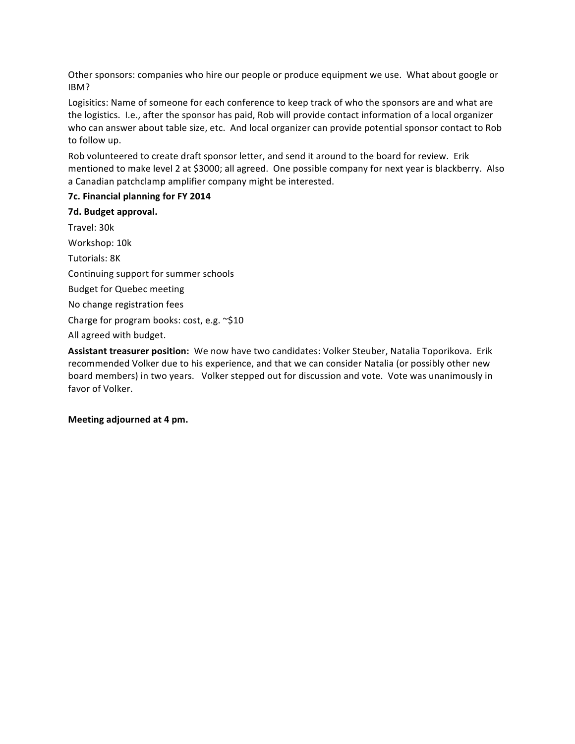Other sponsors: companies who hire our people or produce equipment we use. What about google or IBM?

Logisitics: Name of someone for each conference to keep track of who the sponsors are and what are the logistics. I.e., after the sponsor has paid, Rob will provide contact information of a local organizer who can answer about table size, etc. And local organizer can provide potential sponsor contact to Rob to follow up.

Rob volunteered to create draft sponsor letter, and send it around to the board for review. Erik mentioned to make level 2 at $3000; all agreed. One possible company for next year is blackberry. Also a Canadian patchclamp amplifier company might be interested.

**7c. Financial planning for FY 2014**

**7d. Budget approval.**

Travel: 30k

Workshop: 10k

Tutorials: 8K

Continuing support for summer schools

Budget for Quebec meeting

No change registration fees

Charge for program books: cost, e.g. ~$10

All agreed with budget.

**Assistant treasurer position:** We now have two candidates: Volker Steuber, Natalia Toporikova. Erik recommended Volker due to his experience, and that we can consider Natalia (or possibly other new board members) in two years. Volker stepped out for discussion and vote. Vote was unanimously in favor of Volker.

**Meeting adjourned at 4 pm.**